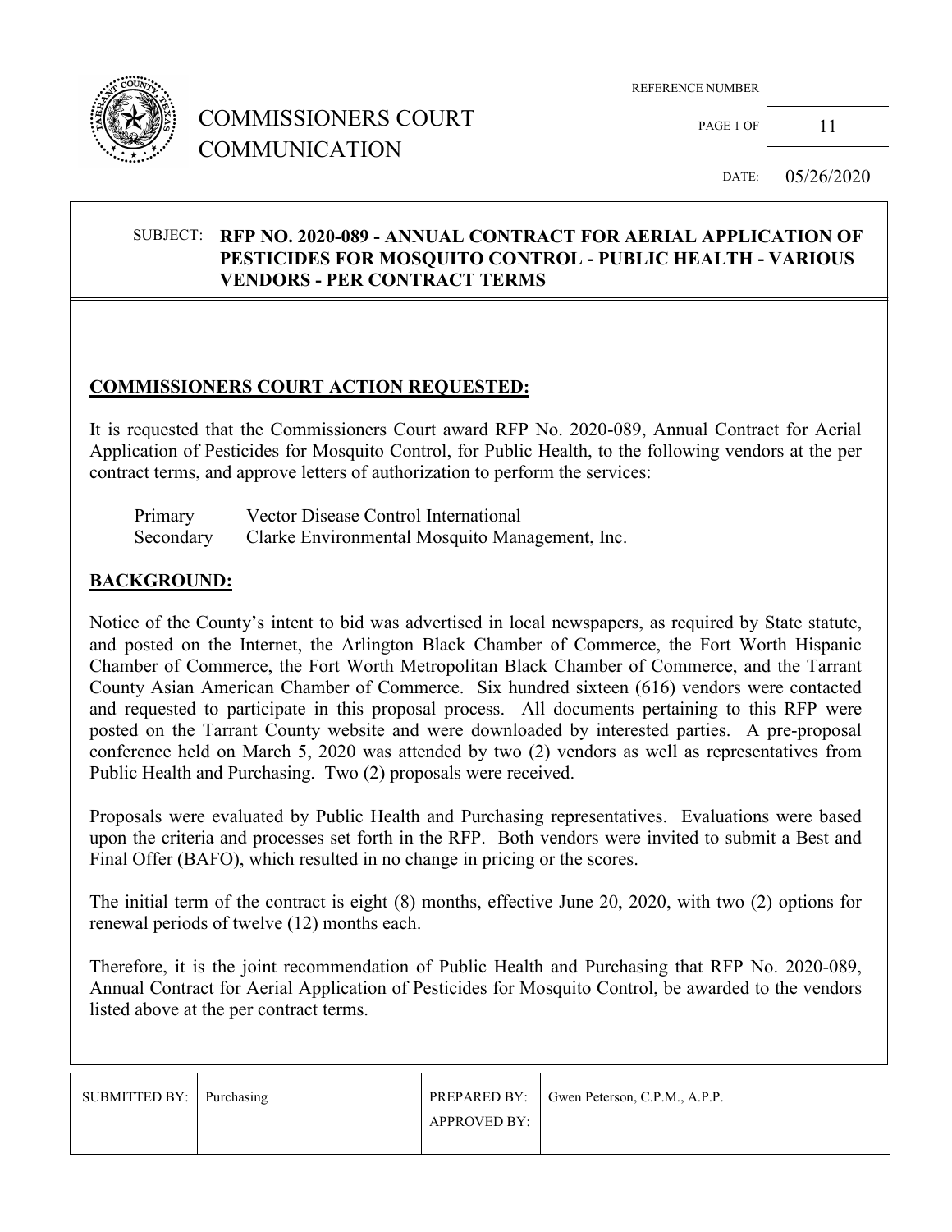# COMMISSIONERS COURT COMMUNICATION

REFERENCE NUMBER

PAGE 1 OF 11

DATE: 05/26/2020

SUBJECT: **RFP NO. 2020-089 - ANNUAL CONTRACT FOR AERIAL APPLICATION OF PESTICIDES FOR MOSQUITO CONTROL - PUBLIC HEALTH - VARIOUS VENDORS - PER CONTRACT TERMS**

## COMMISSIONERS COURT ACTION REQUESTED:

It is requested that the Commissioners Court award RFP No. 2020-089, Annual Contract for Aerial Application of Pesticides for Mosquito Control, for Public Health, to the following vendors at the per contract terms, and approve letters of authorization to perform the services:

| | |
|---|---|
| Primary | Vector Disease Control International |
| Secondary | Clarke Environmental Mosquito Management, Inc. |

## BACKGROUND:

Notice of the County's intent to bid was advertised in local newspapers, as required by State statute, and posted on the Internet, the Arlington Black Chamber of Commerce, the Fort Worth Hispanic Chamber of Commerce, the Fort Worth Metropolitan Black Chamber of Commerce, and the Tarrant County Asian American Chamber of Commerce. Six hundred sixteen (616) vendors were contacted and requested to participate in this proposal process. All documents pertaining to this RFP were posted on the Tarrant County website and were downloaded by interested parties. A pre-proposal conference held on March 5, 2020 was attended by two (2) vendors as well as representatives from Public Health and Purchasing. Two (2) proposals were received.

Proposals were evaluated by Public Health and Purchasing representatives. Evaluations were based upon the criteria and processes set forth in the RFP. Both vendors were invited to submit a Best and Final Offer (BAFO), which resulted in no change in pricing or the scores.

The initial term of the contract is eight (8) months, effective June 20, 2020, with two (2) options for renewal periods of twelve (12) months each.

Therefore, it is the joint recommendation of Public Health and Purchasing that RFP No. 2020-089, Annual Contract for Aerial Application of Pesticides for Mosquito Control, be awarded to the vendors listed above at the per contract terms.

| SUBMITTED BY: | Purchasing | PREPARED BY: | Gwen Peterson, C.P.M., A.P.P. |
|---|---|---|---|
| | | APPROVED BY: | |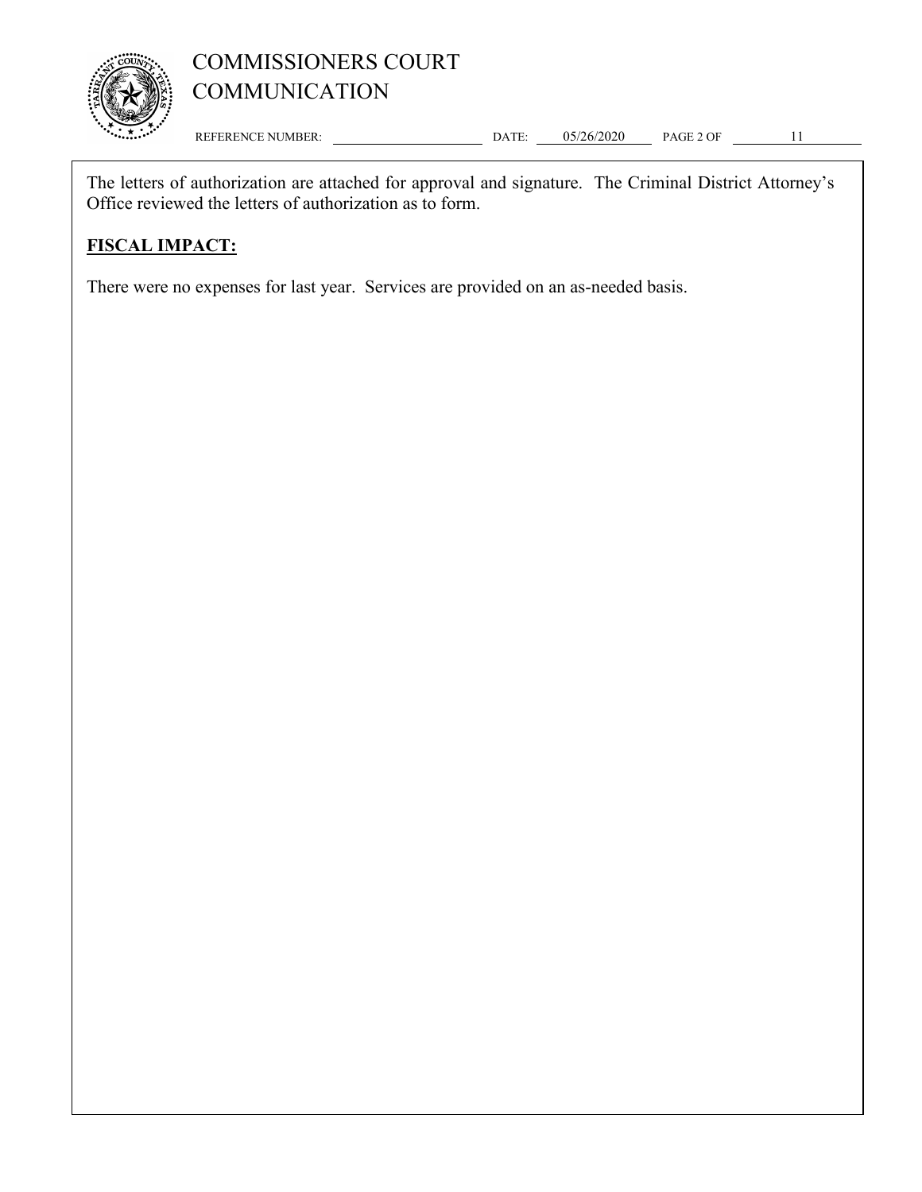The letters of authorization are attached for approval and signature. The Criminal District Attorney's Office reviewed the letters of authorization as to form.

**FISCAL IMPACT:**

There were no expenses for last year. Services are provided on an as-needed basis.